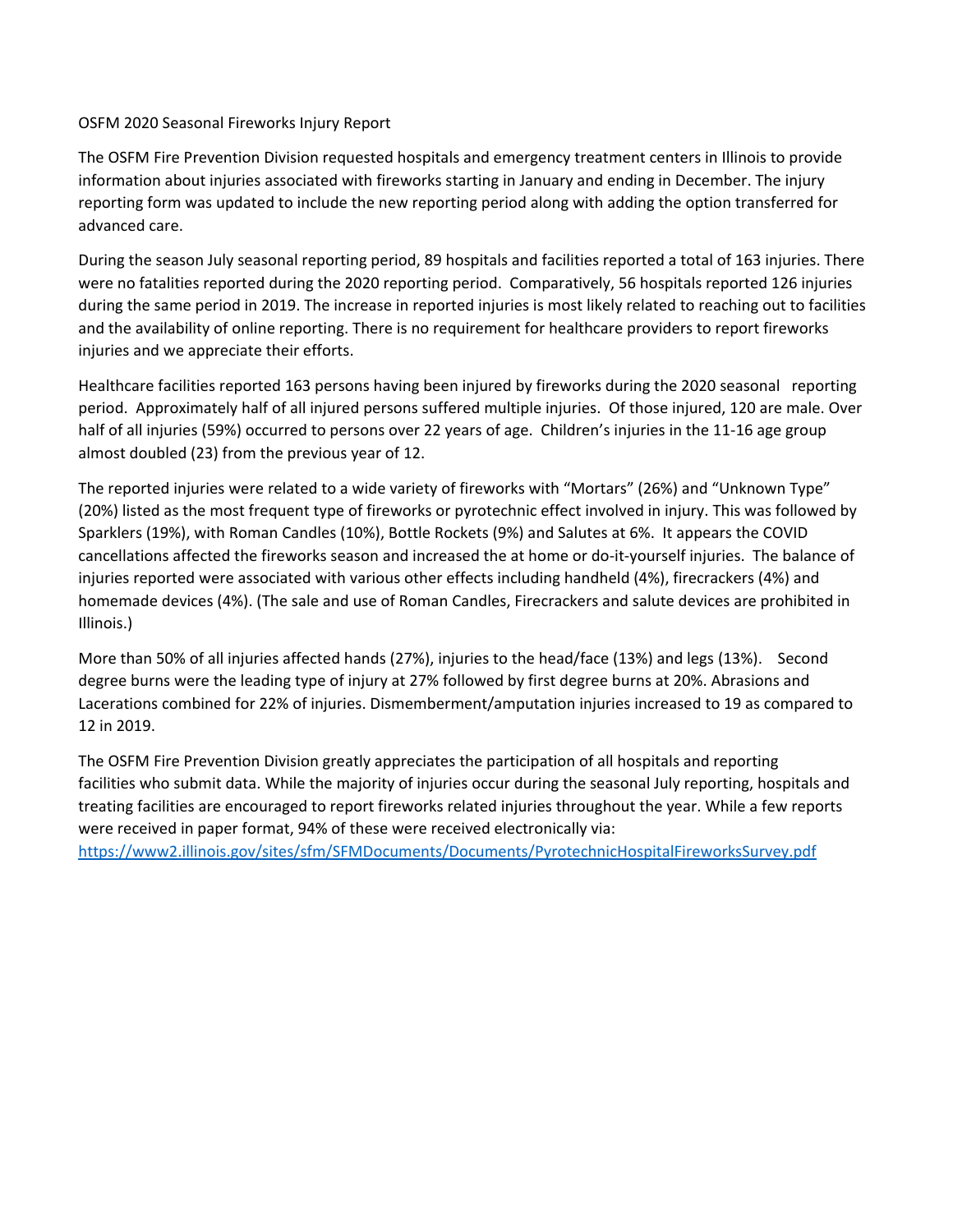OSFM 2020 Seasonal Fireworks Injury Report

The OSFM Fire Prevention Division requested hospitals and emergency treatment centers in Illinois to provide information about injuries associated with fireworks starting in January and ending in December. The injury reporting form was updated to include the new reporting period along with adding the option transferred for advanced care.

During the season July seasonal reporting period, 89 hospitals and facilities reported a total of 163 injuries. There were no fatalities reported during the 2020 reporting period. Comparatively, 56 hospitals reported 126 injuries during the same period in 2019. The increase in reported injuries is most likely related to reaching out to facilities and the availability of online reporting. There is no requirement for healthcare providers to report fireworks injuries and we appreciate their efforts.

Healthcare facilities reported 163 persons having been injured by fireworks during the 2020 seasonal reporting period. Approximately half of all injured persons suffered multiple injuries. Of those injured, 120 are male. Over half of all injuries (59%) occurred to persons over 22 years of age. Children's injuries in the 11-16 age group almost doubled (23) from the previous year of 12.

The reported injuries were related to a wide variety of fireworks with "Mortars" (26%) and "Unknown Type" (20%) listed as the most frequent type of fireworks or pyrotechnic effect involved in injury. This was followed by Sparklers (19%), with Roman Candles (10%), Bottle Rockets (9%) and Salutes at 6%. It appears the COVID cancellations affected the fireworks season and increased the at home or do-it-yourself injuries. The balance of injuries reported were associated with various other effects including handheld (4%), firecrackers (4%) and homemade devices (4%). (The sale and use of Roman Candles, Firecrackers and salute devices are prohibited in Illinois.)

More than 50% of all injuries affected hands (27%), injuries to the head/face (13%) and legs (13%). Second degree burns were the leading type of injury at 27% followed by first degree burns at 20%. Abrasions and Lacerations combined for 22% of injuries. Dismemberment/amputation injuries increased to 19 as compared to 12 in 2019.

The OSFM Fire Prevention Division greatly appreciates the participation of all hospitals and reporting facilities who submit data. While the majority of injuries occur during the seasonal July reporting, hospitals and treating facilities are encouraged to report fireworks related injuries throughout the year. While a few reports were received in paper format, 94% of these were received electronically via:
https://www2.illinois.gov/sites/sfm/SFMDocuments/Documents/PyrotechnicHospitalFireworksSurvey.pdf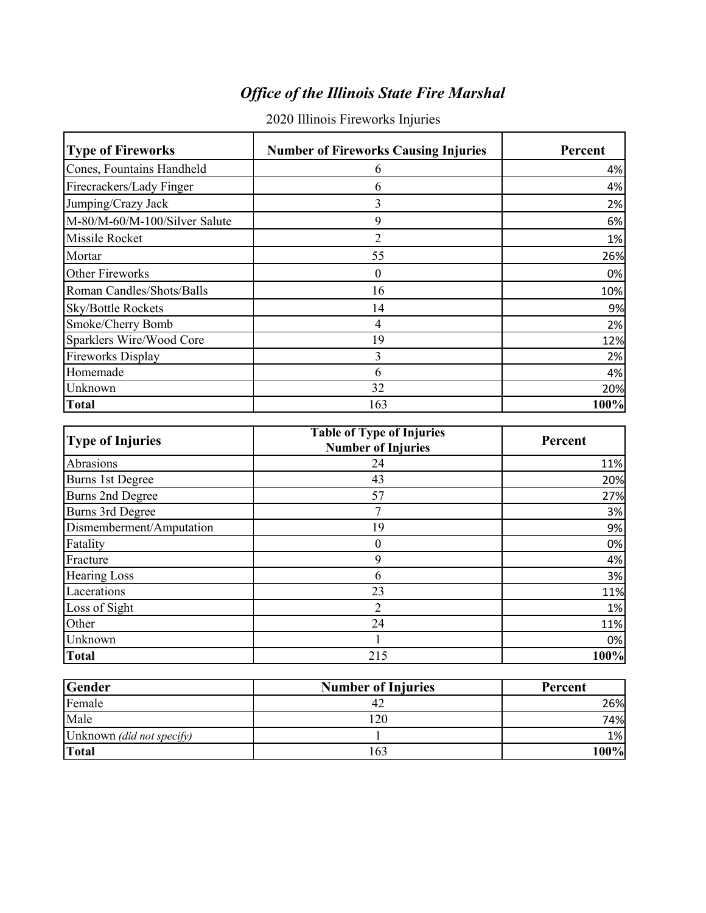# *Office of the Illinois State Fire Marshal*

2020 Illinois Fireworks Injuries

| **Type of Fireworks** | **Number of Fireworks Causing Injuries** | **Percent** |
|---|---|---|
| Cones, Fountains Handheld | 6 | 4% |
| Firecrackers/Lady Finger | 6 | 4% |
| Jumping/Crazy Jack | 3 | 2% |
| M-80/M-60/M-100/Silver Salute | 9 | 6% |
| Missile Rocket | 2 | 1% |
| Mortar | 55 | 26% |
| Other Fireworks | 0 | 0% |
| Roman Candles/Shots/Balls | 16 | 10% |
| Sky/Bottle Rockets | 14 | 9% |
| Smoke/Cherry Bomb | 4 | 2% |
| Sparklers Wire/Wood Core | 19 | 12% |
| Fireworks Display | 3 | 2% |
| Homemade | 6 | 4% |
| Unknown | 32 | 20% |
| **Total** | 163 | **100%** |

| **Type of Injuries** | **Table of Type of Injuries Number of Injuries** | **Percent** |
|---|---|---|
| Abrasions | 24 | 11% |
| Burns 1st Degree | 43 | 20% |
| Burns 2nd Degree | 57 | 27% |
| Burns 3rd Degree | 7 | 3% |
| Dismemberment/Amputation | 19 | 9% |
| Fatality | 0 | 0% |
| Fracture | 9 | 4% |
| Hearing Loss | 6 | 3% |
| Lacerations | 23 | 11% |
| Loss of Sight | 2 | 1% |
| Other | 24 | 11% |
| Unknown | 1 | 0% |
| **Total** | 215 | **100%** |

| **Gender** | **Number of Injuries** | **Percent** |
|---|---|---|
| Female | 42 | 26% |
| Male | 120 | 74% |
| Unknown *(did not specify)* | 1 | 1% |
| **Total** | 163 | **100%** |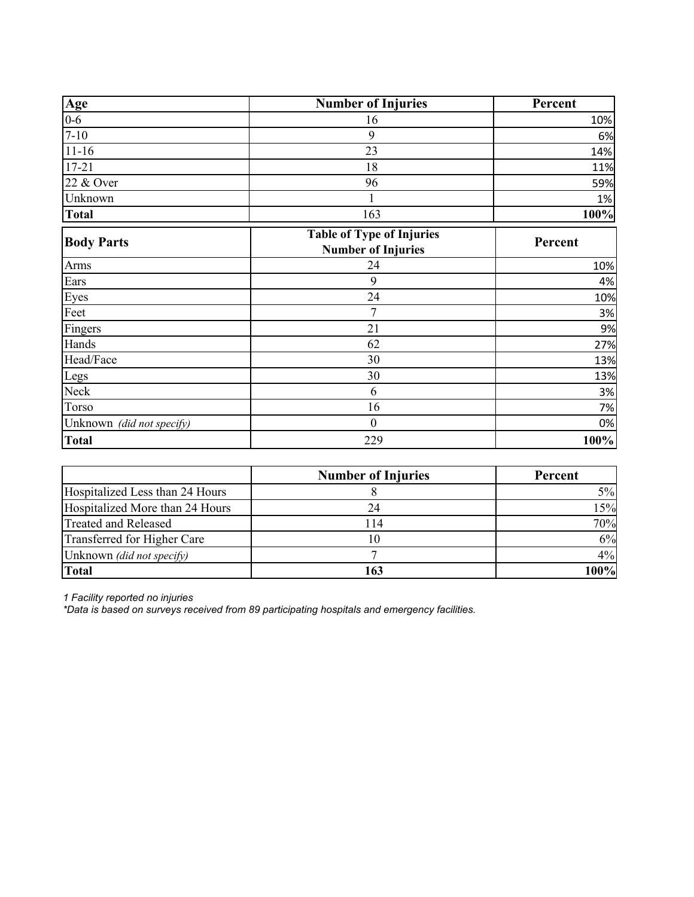| Age | Number of Injuries | Percent |
| --- | --- | --- |
| 0-6 | 16 | 10% |
| 7-10 | 9 | 6% |
| 11-16 | 23 | 14% |
| 17-21 | 18 | 11% |
| 22 & Over | 96 | 59% |
| Unknown | 1 | 1% |
| **Total** | 163 | **100%** |

| Body Parts | Table of Type of Injuries Number of Injuries | Percent |
| --- | --- | --- |
| Arms | 24 | 10% |
| Ears | 9 | 4% |
| Eyes | 24 | 10% |
| Feet | 7 | 3% |
| Fingers | 21 | 9% |
| Hands | 62 | 27% |
| Head/Face | 30 | 13% |
| Legs | 30 | 13% |
| Neck | 6 | 3% |
| Torso | 16 | 7% |
| Unknown *(did not specify)* | 0 | 0% |
| **Total** | 229 | **100%** |

| | Number of Injuries | Percent |
| --- | --- | --- |
| Hospitalized Less than 24 Hours | 8 | 5% |
| Hospitalized More than 24 Hours | 24 | 15% |
| Treated and Released | 114 | 70% |
| Transferred for Higher Care | 10 | 6% |
| Unknown *(did not specify)* | 7 | 4% |
| **Total** | **163** | **100%** |

*1 Facility reported no injuries*

*\*Data is based on surveys received from 89 participating hospitals and emergency facilities.*